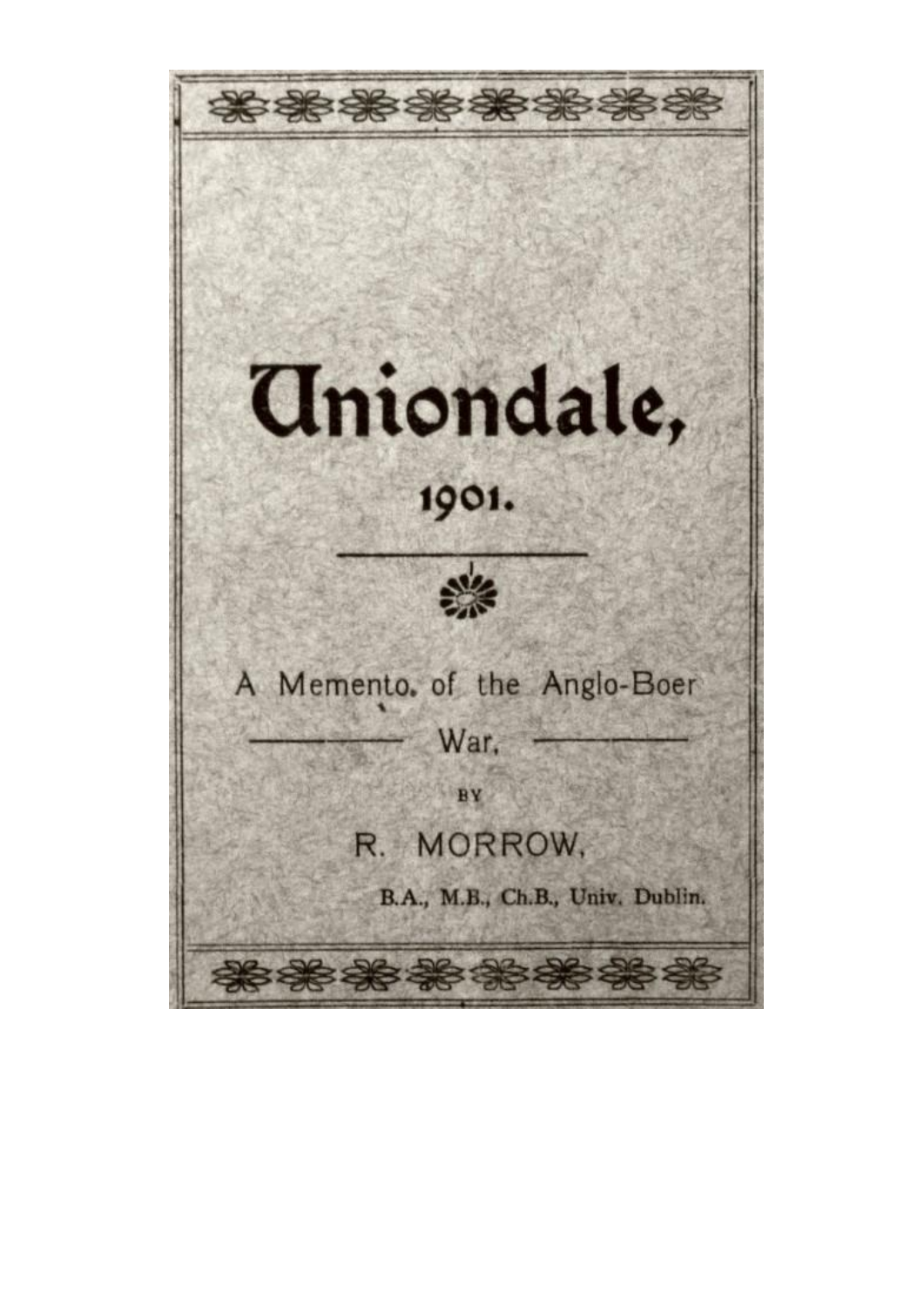# Uniondale,

## 1901.

A Memento, of the Anglo-Boer War,

BY

R. MORROW,

B.A., M.B., Ch.B., Univ. Dublin.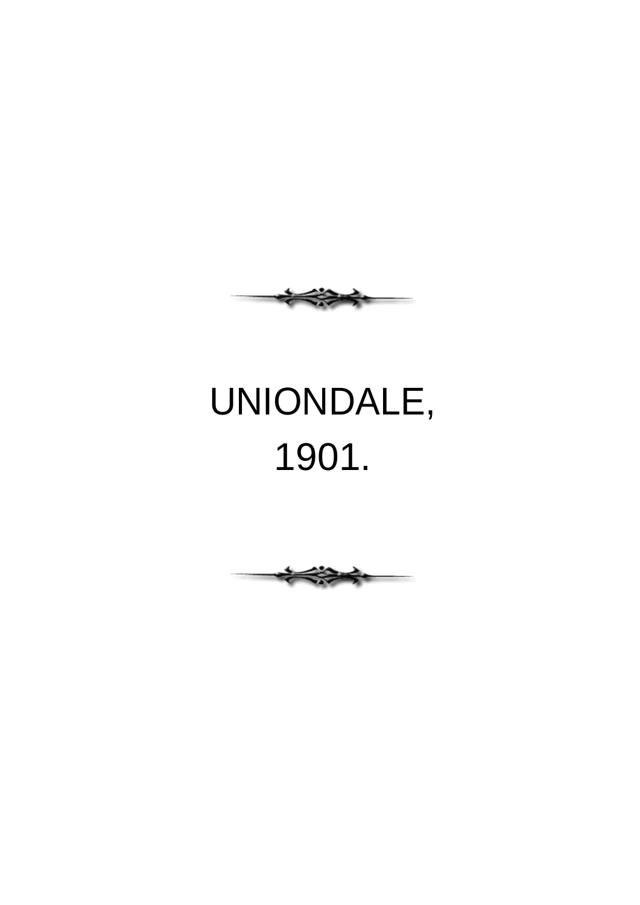UNIONDALE,
1901.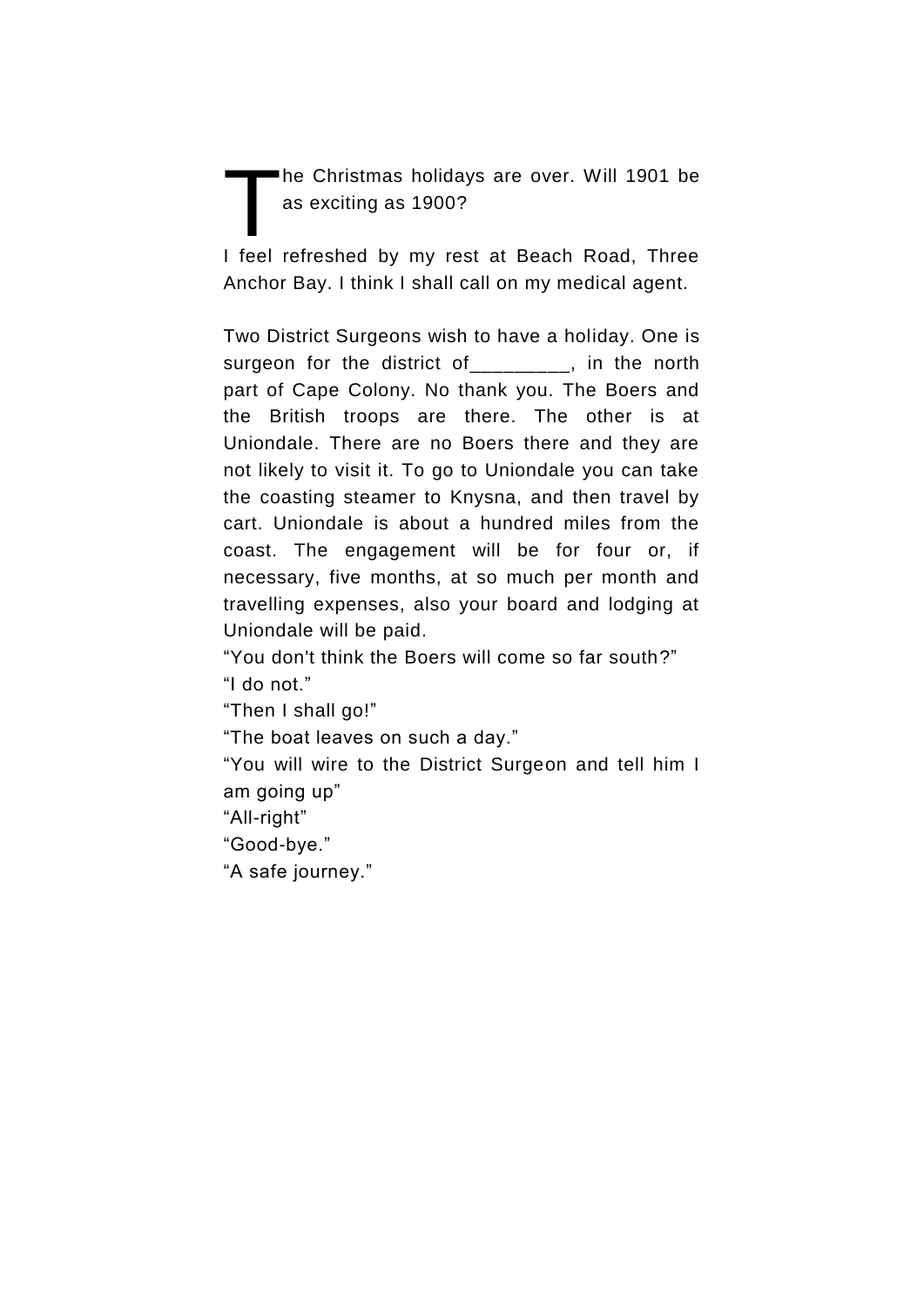The Christmas holidays are over. Will 1901 be as exciting as 1900?

I feel refreshed by my rest at Beach Road, Three Anchor Bay. I think I shall call on my medical agent.

Two District Surgeons wish to have a holiday. One is surgeon for the district of_________, in the north part of Cape Colony. No thank you. The Boers and the British troops are there. The other is at Uniondale. There are no Boers there and they are not likely to visit it. To go to Uniondale you can take the coasting steamer to Knysna, and then travel by cart. Uniondale is about a hundred miles from the coast. The engagement will be for four or, if necessary, five months, at so much per month and travelling expenses, also your board and lodging at Uniondale will be paid.

"You don't think the Boers will come so far south?"

"I do not."

"Then I shall go!"

"The boat leaves on such a day."

"You will wire to the District Surgeon and tell him I am going up"

"All-right"

"Good-bye."

"A safe journey."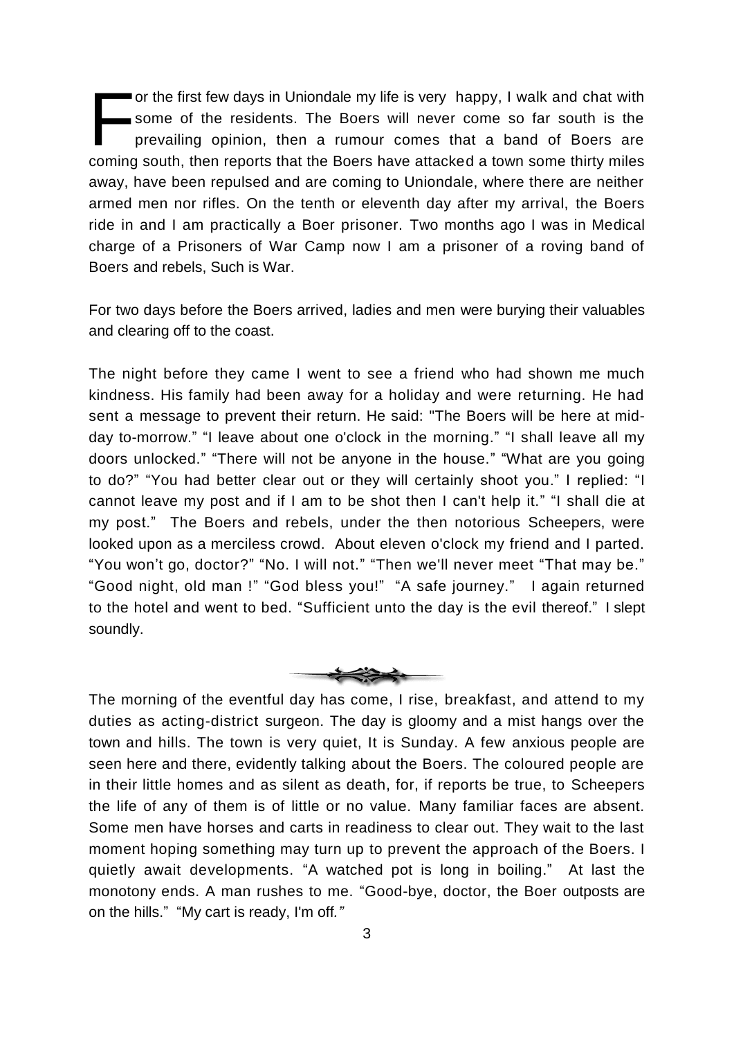For the first few days in Uniondale my life is very happy, I walk and chat with some of the residents. The Boers will never come so far south is the prevailing opinion, then a rumour comes that a band of Boers are coming south, then reports that the Boers have attacked a town some thirty miles away, have been repulsed and are coming to Uniondale, where there are neither armed men nor rifles. On the tenth or eleventh day after my arrival, the Boers ride in and I am practically a Boer prisoner. Two months ago I was in Medical charge of a Prisoners of War Camp now I am a prisoner of a roving band of Boers and rebels, Such is War.

For two days before the Boers arrived, ladies and men were burying their valuables and clearing off to the coast.

The night before they came I went to see a friend who had shown me much kindness. His family had been away for a holiday and were returning. He had sent a message to prevent their return. He said: "The Boers will be here at mid-day to-morrow." "I leave about one o'clock in the morning." "I shall leave all my doors unlocked." "There will not be anyone in the house." "What are you going to do?" "You had better clear out or they will certainly shoot you." I replied: "I cannot leave my post and if I am to be shot then I can't help it." "I shall die at my post." The Boers and rebels, under the then notorious Scheepers, were looked upon as a merciless crowd. About eleven o'clock my friend and I parted. "You won't go, doctor?" "No. I will not." "Then we'll never meet "That may be." "Good night, old man !" "God bless you!" "A safe journey." I again returned to the hotel and went to bed. "Sufficient unto the day is the evil thereof." I slept soundly.

---

The morning of the eventful day has come, I rise, breakfast, and attend to my duties as acting-district surgeon. The day is gloomy and a mist hangs over the town and hills. The town is very quiet, It is Sunday. A few anxious people are seen here and there, evidently talking about the Boers. The coloured people are in their little homes and as silent as death, for, if reports be true, to Scheepers the life of any of them is of little or no value. Many familiar faces are absent. Some men have horses and carts in readiness to clear out. They wait to the last moment hoping something may turn up to prevent the approach of the Boers. I quietly await developments. "A watched pot is long in boiling." At last the monotony ends. A man rushes to me. "Good-bye, doctor, the Boer outposts are on the hills." "My cart is ready, I'm off."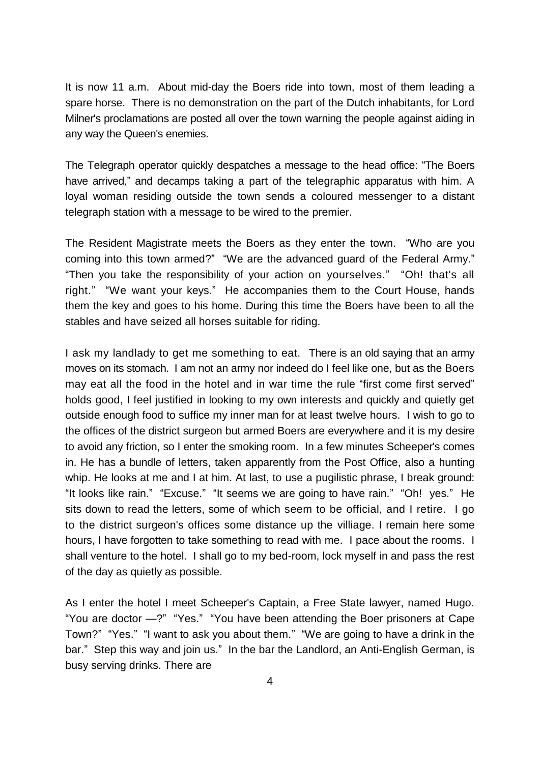It is now 11 a.m. About mid-day the Boers ride into town, most of them leading a spare horse. There is no demonstration on the part of the Dutch inhabitants, for Lord Milner's proclamations are posted all over the town warning the people against aiding in any way the Queen's enemies.

The Telegraph operator quickly despatches a message to the head office: "The Boers have arrived," and decamps taking a part of the telegraphic apparatus with him. A loyal woman residing outside the town sends a coloured messenger to a distant telegraph station with a message to be wired to the premier.

The Resident Magistrate meets the Boers as they enter the town. "Who are you coming into this town armed?" "We are the advanced guard of the Federal Army." "Then you take the responsibility of your action on yourselves." "Oh! that's all right." "We want your keys." He accompanies them to the Court House, hands them the key and goes to his home. During this time the Boers have been to all the stables and have seized all horses suitable for riding.

I ask my landlady to get me something to eat. There is an old saying that an army moves on its stomach. I am not an army nor indeed do I feel like one, but as the Boers may eat all the food in the hotel and in war time the rule "first come first served" holds good, I feel justified in looking to my own interests and quickly and quietly get outside enough food to suffice my inner man for at least twelve hours. I wish to go to the offices of the district surgeon but armed Boers are everywhere and it is my desire to avoid any friction, so I enter the smoking room. In a few minutes Scheeper's comes in. He has a bundle of letters, taken apparently from the Post Office, also a hunting whip. He looks at me and I at him. At last, to use a pugilistic phrase, I break ground: "It looks like rain." "Excuse." "It seems we are going to have rain." "Oh! yes." He sits down to read the letters, some of which seem to be official, and I retire. I go to the district surgeon's offices some distance up the villiage. I remain here some hours, I have forgotten to take something to read with me. I pace about the rooms. I shall venture to the hotel. I shall go to my bed-room, lock myself in and pass the rest of the day as quietly as possible.

As I enter the hotel I meet Scheeper's Captain, a Free State lawyer, named Hugo. "You are doctor —?" "Yes." "You have been attending the Boer prisoners at Cape Town?" "Yes." "I want to ask you about them." "We are going to have a drink in the bar." Step this way and join us." In the bar the Landlord, an Anti-English German, is busy serving drinks. There are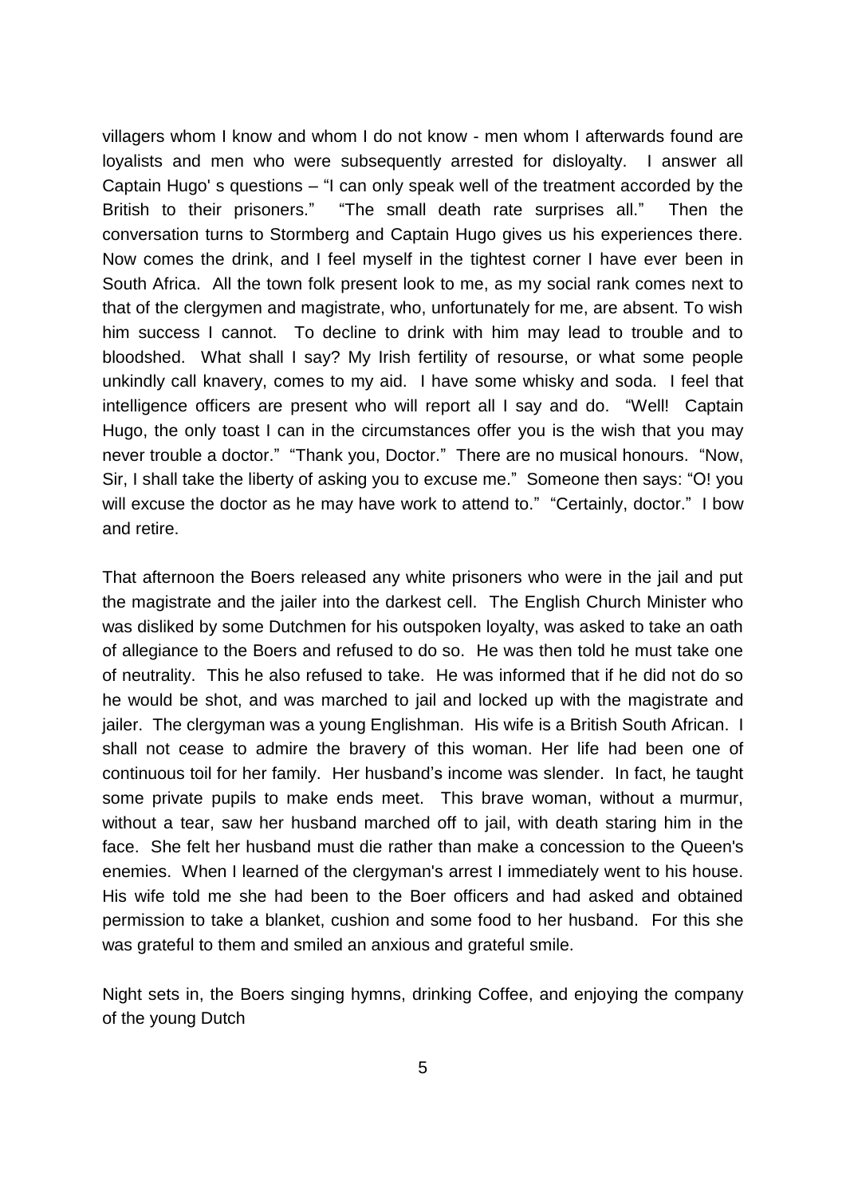villagers whom I know and whom I do not know - men whom I afterwards found are loyalists and men who were subsequently arrested for disloyalty. I answer all Captain Hugo' s questions – "I can only speak well of the treatment accorded by the British to their prisoners." "The small death rate surprises all." Then the conversation turns to Stormberg and Captain Hugo gives us his experiences there. Now comes the drink, and I feel myself in the tightest corner I have ever been in South Africa. All the town folk present look to me, as my social rank comes next to that of the clergymen and magistrate, who, unfortunately for me, are absent. To wish him success I cannot. To decline to drink with him may lead to trouble and to bloodshed. What shall I say? My Irish fertility of resourse, or what some people unkindly call knavery, comes to my aid. I have some whisky and soda. I feel that intelligence officers are present who will report all I say and do. "Well! Captain Hugo, the only toast I can in the circumstances offer you is the wish that you may never trouble a doctor." "Thank you, Doctor." There are no musical honours. "Now, Sir, I shall take the liberty of asking you to excuse me." Someone then says: "O! you will excuse the doctor as he may have work to attend to." "Certainly, doctor." I bow and retire.

That afternoon the Boers released any white prisoners who were in the jail and put the magistrate and the jailer into the darkest cell. The English Church Minister who was disliked by some Dutchmen for his outspoken loyalty, was asked to take an oath of allegiance to the Boers and refused to do so. He was then told he must take one of neutrality. This he also refused to take. He was informed that if he did not do so he would be shot, and was marched to jail and locked up with the magistrate and jailer. The clergyman was a young Englishman. His wife is a British South African. I shall not cease to admire the bravery of this woman. Her life had been one of continuous toil for her family. Her husband's income was slender. In fact, he taught some private pupils to make ends meet. This brave woman, without a murmur, without a tear, saw her husband marched off to jail, with death staring him in the face. She felt her husband must die rather than make a concession to the Queen's enemies. When I learned of the clergyman's arrest I immediately went to his house. His wife told me she had been to the Boer officers and had asked and obtained permission to take a blanket, cushion and some food to her husband. For this she was grateful to them and smiled an anxious and grateful smile.

Night sets in, the Boers singing hymns, drinking Coffee, and enjoying the company of the young Dutch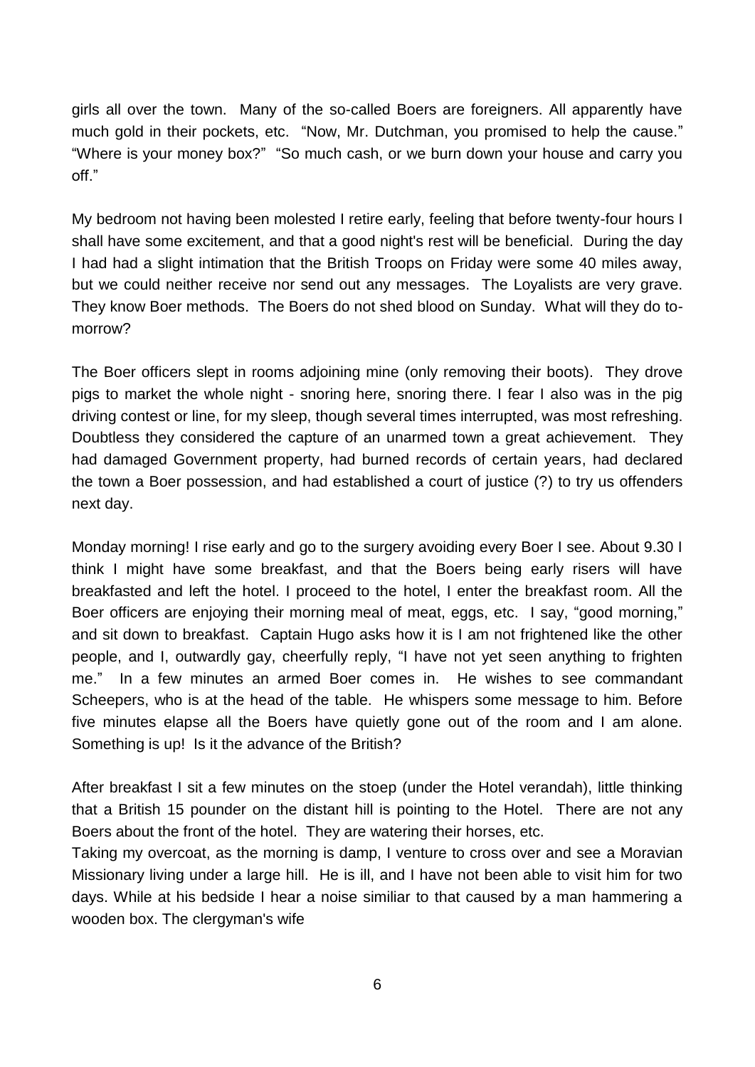girls all over the town. Many of the so-called Boers are foreigners. All apparently have much gold in their pockets, etc. "Now, Mr. Dutchman, you promised to help the cause." "Where is your money box?" "So much cash, or we burn down your house and carry you off."

My bedroom not having been molested I retire early, feeling that before twenty-four hours I shall have some excitement, and that a good night's rest will be beneficial. During the day I had had a slight intimation that the British Troops on Friday were some 40 miles away, but we could neither receive nor send out any messages. The Loyalists are very grave. They know Boer methods. The Boers do not shed blood on Sunday. What will they do to-morrow?

The Boer officers slept in rooms adjoining mine (only removing their boots). They drove pigs to market the whole night - snoring here, snoring there. I fear I also was in the pig driving contest or line, for my sleep, though several times interrupted, was most refreshing. Doubtless they considered the capture of an unarmed town a great achievement. They had damaged Government property, had burned records of certain years, had declared the town a Boer possession, and had established a court of justice (?) to try us offenders next day.

Monday morning! I rise early and go to the surgery avoiding every Boer I see. About 9.30 I think I might have some breakfast, and that the Boers being early risers will have breakfasted and left the hotel. I proceed to the hotel, I enter the breakfast room. All the Boer officers are enjoying their morning meal of meat, eggs, etc. I say, "good morning," and sit down to breakfast. Captain Hugo asks how it is I am not frightened like the other people, and I, outwardly gay, cheerfully reply, "I have not yet seen anything to frighten me." In a few minutes an armed Boer comes in. He wishes to see commandant Scheepers, who is at the head of the table. He whispers some message to him. Before five minutes elapse all the Boers have quietly gone out of the room and I am alone. Something is up! Is it the advance of the British?

After breakfast I sit a few minutes on the stoep (under the Hotel verandah), little thinking that a British 15 pounder on the distant hill is pointing to the Hotel. There are not any Boers about the front of the hotel. They are watering their horses, etc.
Taking my overcoat, as the morning is damp, I venture to cross over and see a Moravian Missionary living under a large hill. He is ill, and I have not been able to visit him for two days. While at his bedside I hear a noise similiar to that caused by a man hammering a wooden box. The clergyman's wife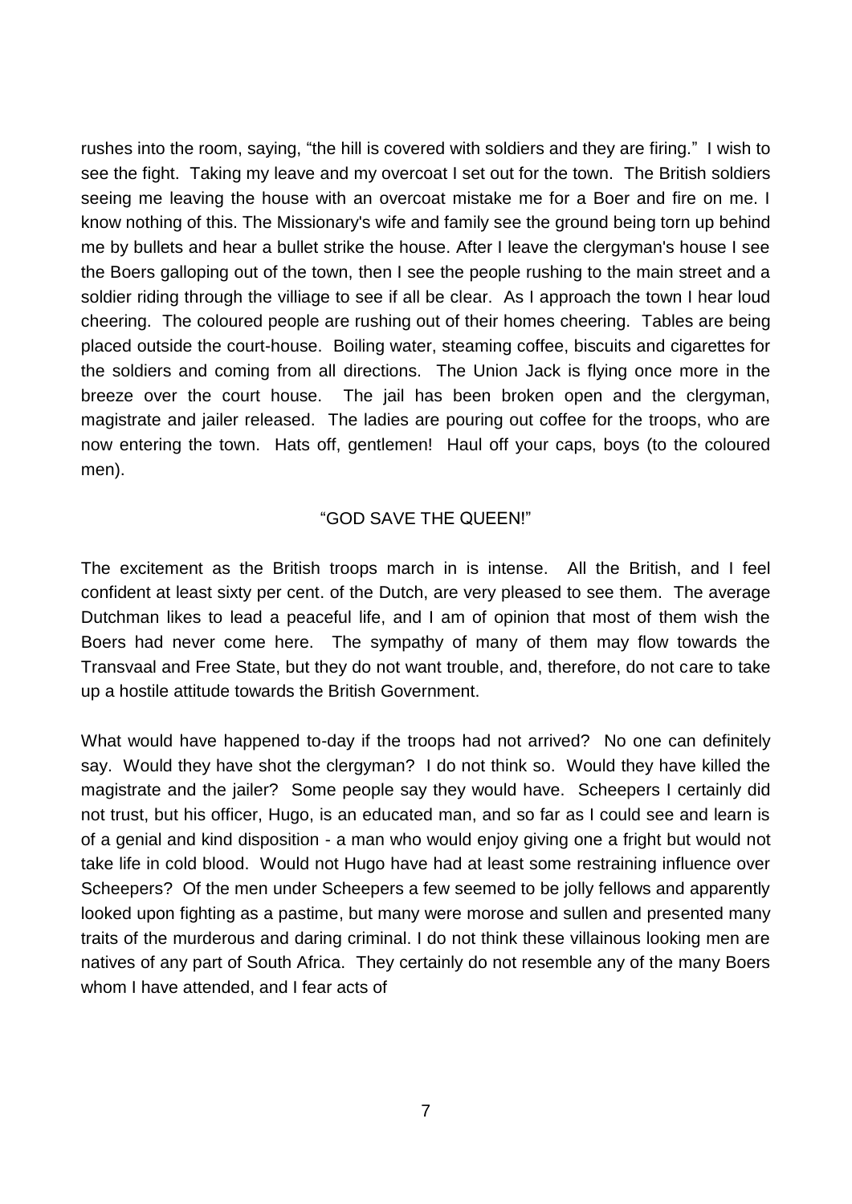rushes into the room, saying, “the hill is covered with soldiers and they are firing.” I wish to see the fight. Taking my leave and my overcoat I set out for the town. The British soldiers seeing me leaving the house with an overcoat mistake me for a Boer and fire on me. I know nothing of this. The Missionary's wife and family see the ground being torn up behind me by bullets and hear a bullet strike the house. After I leave the clergyman's house I see the Boers galloping out of the town, then I see the people rushing to the main street and a soldier riding through the villiage to see if all be clear. As I approach the town I hear loud cheering. The coloured people are rushing out of their homes cheering. Tables are being placed outside the court-house. Boiling water, steaming coffee, biscuits and cigarettes for the soldiers and coming from all directions. The Union Jack is flying once more in the breeze over the court house. The jail has been broken open and the clergyman, magistrate and jailer released. The ladies are pouring out coffee for the troops, who are now entering the town. Hats off, gentlemen! Haul off your caps, boys (to the coloured men).

“GOD SAVE THE QUEEN!”

The excitement as the British troops march in is intense. All the British, and I feel confident at least sixty per cent. of the Dutch, are very pleased to see them. The average Dutchman likes to lead a peaceful life, and I am of opinion that most of them wish the Boers had never come here. The sympathy of many of them may flow towards the Transvaal and Free State, but they do not want trouble, and, therefore, do not care to take up a hostile attitude towards the British Government.

What would have happened to-day if the troops had not arrived? No one can definitely say. Would they have shot the clergyman? I do not think so. Would they have killed the magistrate and the jailer? Some people say they would have. Scheepers I certainly did not trust, but his officer, Hugo, is an educated man, and so far as I could see and learn is of a genial and kind disposition - a man who would enjoy giving one a fright but would not take life in cold blood. Would not Hugo have had at least some restraining influence over Scheepers? Of the men under Scheepers a few seemed to be jolly fellows and apparently looked upon fighting as a pastime, but many were morose and sullen and presented many traits of the murderous and daring criminal. I do not think these villainous looking men are natives of any part of South Africa. They certainly do not resemble any of the many Boers whom I have attended, and I fear acts of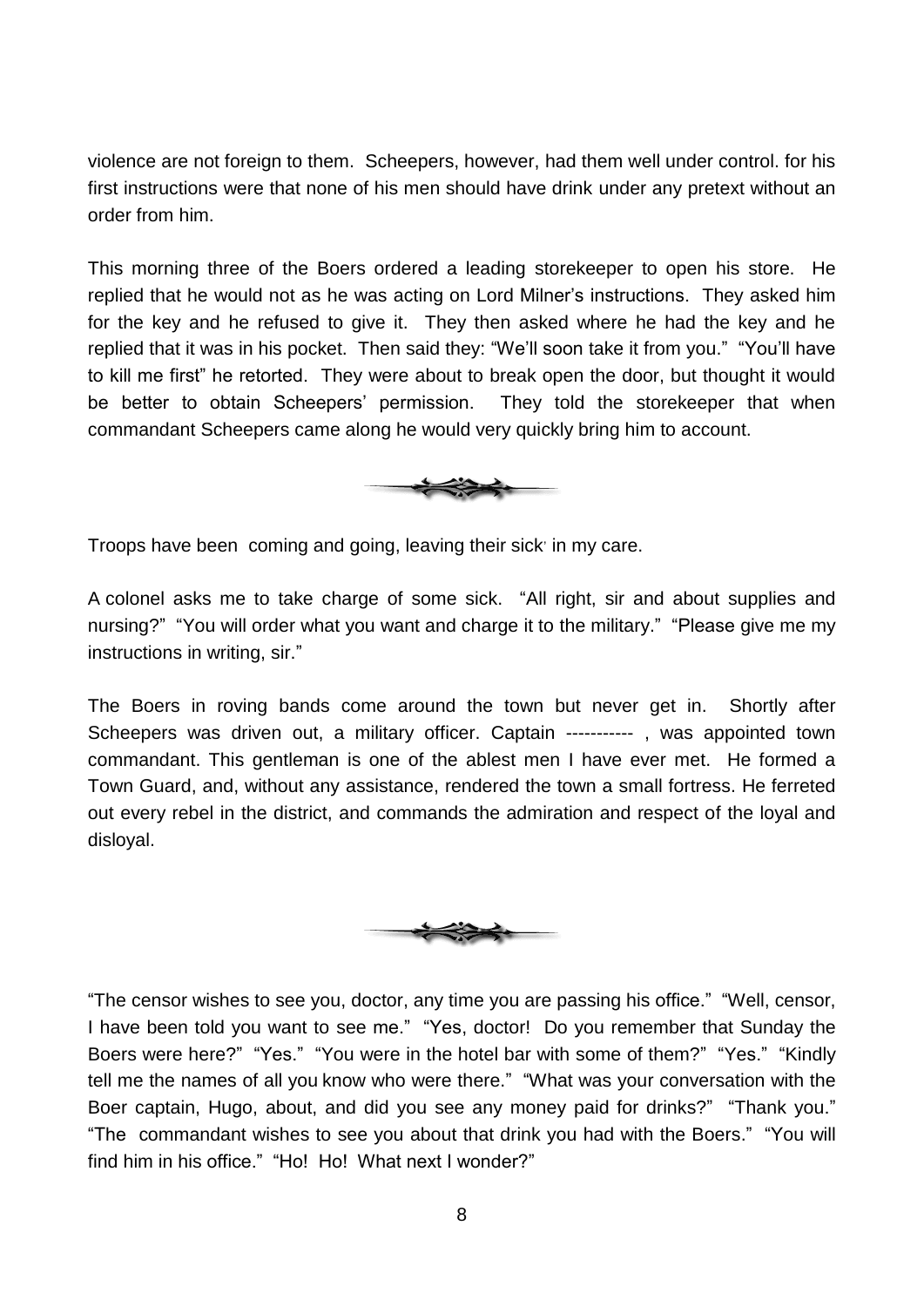violence are not foreign to them. Scheepers, however, had them well under control. for his first instructions were that none of his men should have drink under any pretext without an order from him.

This morning three of the Boers ordered a leading storekeeper to open his store. He replied that he would not as he was acting on Lord Milner's instructions. They asked him for the key and he refused to give it. They then asked where he had the key and he replied that it was in his pocket. Then said they: "We'll soon take it from you." "You'll have to kill me first" he retorted. They were about to break open the door, but thought it would be better to obtain Scheepers' permission. They told the storekeeper that when commandant Scheepers came along he would very quickly bring him to account.

Troops have been coming and going, leaving their sick' in my care.

A colonel asks me to take charge of some sick. "All right, sir and about supplies and nursing?" "You will order what you want and charge it to the military." "Please give me my instructions in writing, sir."

The Boers in roving bands come around the town but never get in. Shortly after Scheepers was driven out, a military officer. Captain ----------- , was appointed town commandant. This gentleman is one of the ablest men I have ever met. He formed a Town Guard, and, without any assistance, rendered the town a small fortress. He ferreted out every rebel in the district, and commands the admiration and respect of the loyal and disloyal.

"The censor wishes to see you, doctor, any time you are passing his office." "Well, censor, I have been told you want to see me." "Yes, doctor! Do you remember that Sunday the Boers were here?" "Yes." "You were in the hotel bar with some of them?" "Yes." "Kindly tell me the names of all you know who were there." "What was your conversation with the Boer captain, Hugo, about, and did you see any money paid for drinks?" "Thank you." "The commandant wishes to see you about that drink you had with the Boers." "You will find him in his office." "Ho! Ho! What next I wonder?"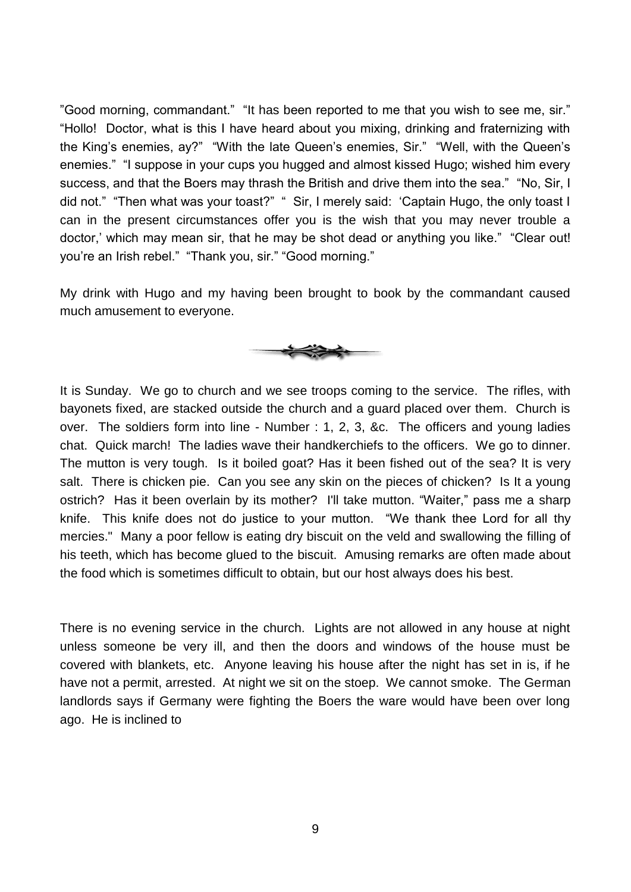"Good morning, commandant." "It has been reported to me that you wish to see me, sir." "Hollo! Doctor, what is this I have heard about you mixing, drinking and fraternizing with the King's enemies, ay?" "With the late Queen's enemies, Sir." "Well, with the Queen's enemies." "I suppose in your cups you hugged and almost kissed Hugo; wished him every success, and that the Boers may thrash the British and drive them into the sea." "No, Sir, I did not." "Then what was your toast?" " Sir, I merely said: 'Captain Hugo, the only toast I can in the present circumstances offer you is the wish that you may never trouble a doctor,' which may mean sir, that he may be shot dead or anything you like." "Clear out! you're an Irish rebel." "Thank you, sir." "Good morning."

My drink with Hugo and my having been brought to book by the commandant caused much amusement to everyone.

It is Sunday. We go to church and we see troops coming to the service. The rifles, with bayonets fixed, are stacked outside the church and a guard placed over them. Church is over. The soldiers form into line - Number : 1, 2, 3, &c. The officers and young ladies chat. Quick march! The ladies wave their handkerchiefs to the officers. We go to dinner. The mutton is very tough. Is it boiled goat? Has it been fished out of the sea? It is very salt. There is chicken pie. Can you see any skin on the pieces of chicken? Is It a young ostrich? Has it been overlain by its mother? I'll take mutton. "Waiter," pass me a sharp knife. This knife does not do justice to your mutton. "We thank thee Lord for all thy mercies." Many a poor fellow is eating dry biscuit on the veld and swallowing the filling of his teeth, which has become glued to the biscuit. Amusing remarks are often made about the food which is sometimes difficult to obtain, but our host always does his best.

There is no evening service in the church. Lights are not allowed in any house at night unless someone be very ill, and then the doors and windows of the house must be covered with blankets, etc. Anyone leaving his house after the night has set in is, if he have not a permit, arrested. At night we sit on the stoep. We cannot smoke. The German landlords says if Germany were fighting the Boers the ware would have been over long ago. He is inclined to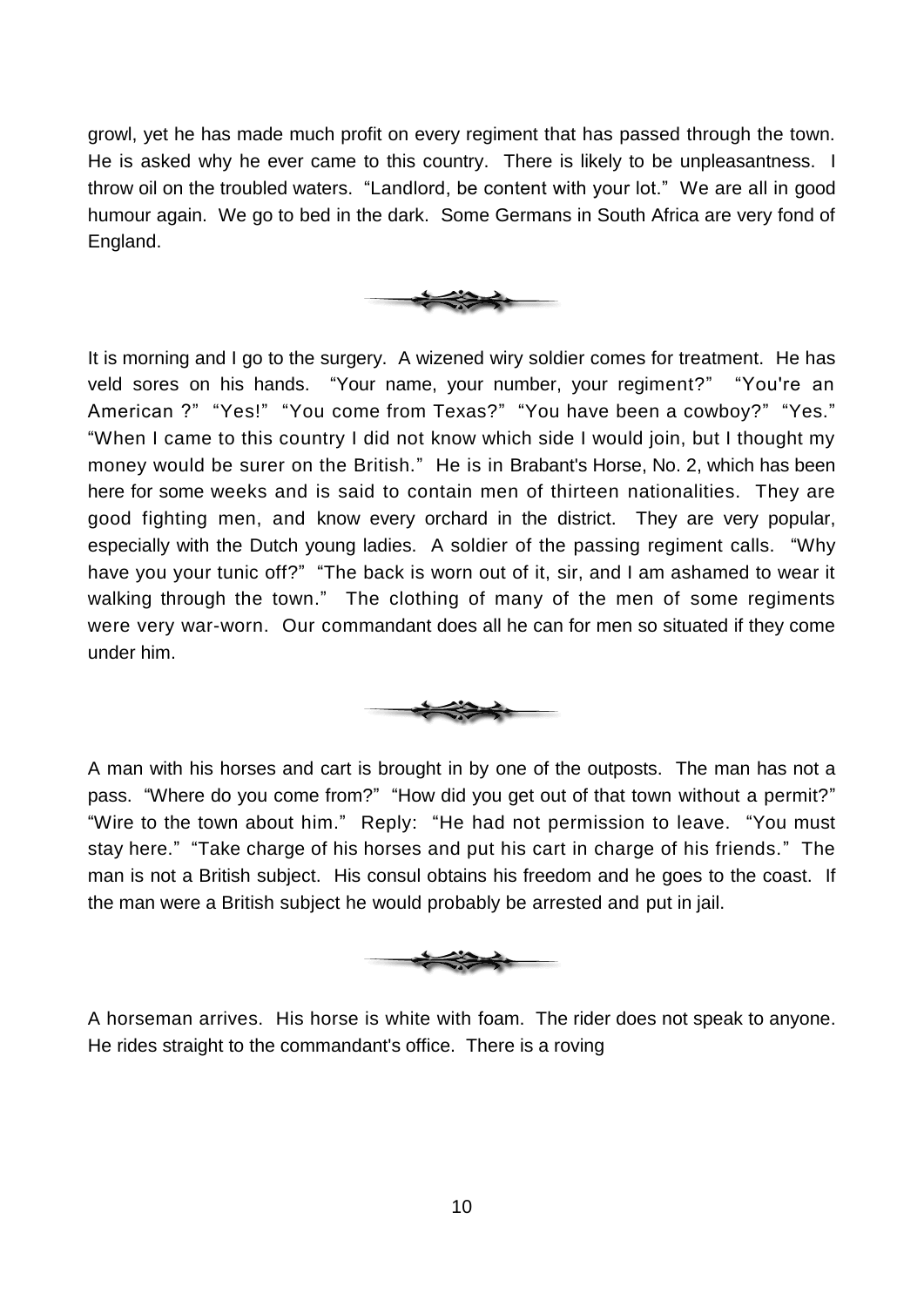growl, yet he has made much profit on every regiment that has passed through the town. He is asked why he ever came to this country. There is likely to be unpleasantness. I throw oil on the troubled waters. "Landlord, be content with your lot." We are all in good humour again. We go to bed in the dark. Some Germans in South Africa are very fond of England.

---

It is morning and I go to the surgery. A wizened wiry soldier comes for treatment. He has veld sores on his hands. "Your name, your number, your regiment?" "You're an American ?" "Yes!" "You come from Texas?" "You have been a cowboy?" "Yes." "When I came to this country I did not know which side I would join, but I thought my money would be surer on the British." He is in Brabant's Horse, No. 2, which has been here for some weeks and is said to contain men of thirteen nationalities. They are good fighting men, and know every orchard in the district. They are very popular, especially with the Dutch young ladies. A soldier of the passing regiment calls. "Why have you your tunic off?" "The back is worn out of it, sir, and I am ashamed to wear it walking through the town." The clothing of many of the men of some regiments were very war-worn. Our commandant does all he can for men so situated if they come under him.

---

A man with his horses and cart is brought in by one of the outposts. The man has not a pass. "Where do you come from?" "How did you get out of that town without a permit?" "Wire to the town about him." Reply: "He had not permission to leave. "You must stay here." "Take charge of his horses and put his cart in charge of his friends." The man is not a British subject. His consul obtains his freedom and he goes to the coast. If the man were a British subject he would probably be arrested and put in jail.

---

A horseman arrives. His horse is white with foam. The rider does not speak to anyone. He rides straight to the commandant's office. There is a roving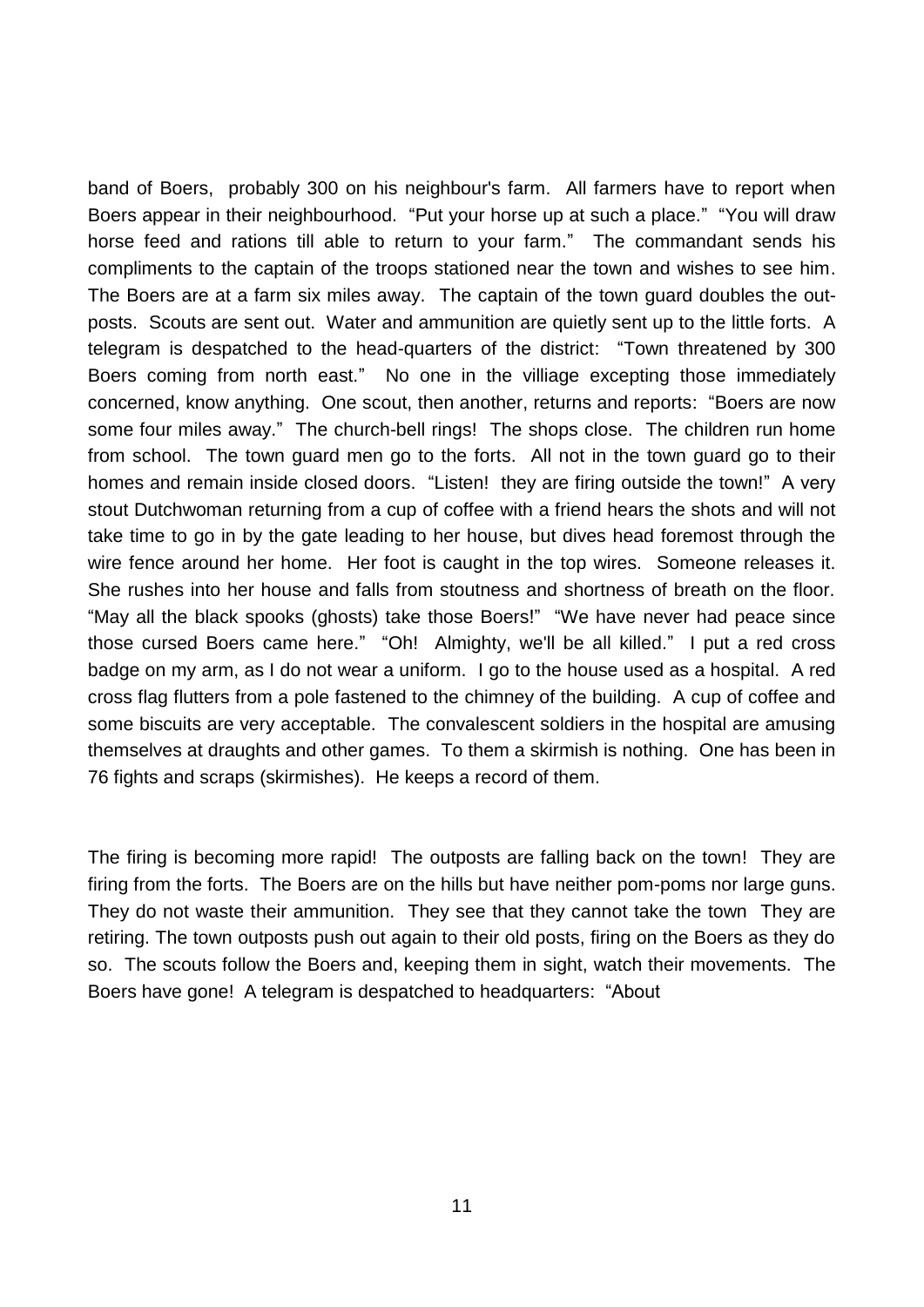band of Boers, probably 300 on his neighbour's farm. All farmers have to report when Boers appear in their neighbourhood. "Put your horse up at such a place." "You will draw horse feed and rations till able to return to your farm." The commandant sends his compliments to the captain of the troops stationed near the town and wishes to see him. The Boers are at a farm six miles away. The captain of the town guard doubles the out-posts. Scouts are sent out. Water and ammunition are quietly sent up to the little forts. A telegram is despatched to the head-quarters of the district: "Town threatened by 300 Boers coming from north east." No one in the villiage excepting those immediately concerned, know anything. One scout, then another, returns and reports: "Boers are now some four miles away." The church-bell rings! The shops close. The children run home from school. The town guard men go to the forts. All not in the town guard go to their homes and remain inside closed doors. "Listen! they are firing outside the town!" A very stout Dutchwoman returning from a cup of coffee with a friend hears the shots and will not take time to go in by the gate leading to her house, but dives head foremost through the wire fence around her home. Her foot is caught in the top wires. Someone releases it. She rushes into her house and falls from stoutness and shortness of breath on the floor. "May all the black spooks (ghosts) take those Boers!" "We have never had peace since those cursed Boers came here." "Oh! Almighty, we'll be all killed." I put a red cross badge on my arm, as I do not wear a uniform. I go to the house used as a hospital. A red cross flag flutters from a pole fastened to the chimney of the building. A cup of coffee and some biscuits are very acceptable. The convalescent soldiers in the hospital are amusing themselves at draughts and other games. To them a skirmish is nothing. One has been in 76 fights and scraps (skirmishes). He keeps a record of them.

The firing is becoming more rapid! The outposts are falling back on the town! They are firing from the forts. The Boers are on the hills but have neither pom-poms nor large guns. They do not waste their ammunition. They see that they cannot take the town They are retiring. The town outposts push out again to their old posts, firing on the Boers as they do so. The scouts follow the Boers and, keeping them in sight, watch their movements. The Boers have gone! A telegram is despatched to headquarters: "About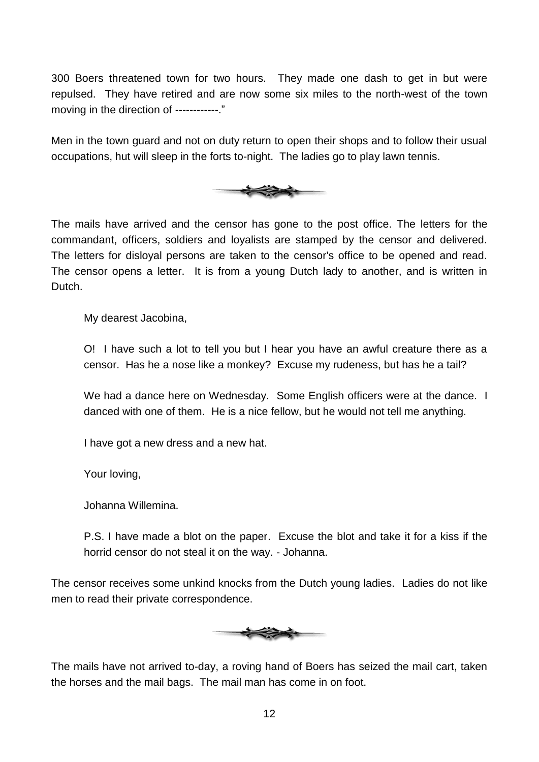300 Boers threatened town for two hours. They made one dash to get in but were repulsed. They have retired and are now some six miles to the north-west of the town moving in the direction of ------------."

Men in the town guard and not on duty return to open their shops and to follow their usual occupations, hut will sleep in the forts to-night. The ladies go to play lawn tennis.

---

The mails have arrived and the censor has gone to the post office. The letters for the commandant, officers, soldiers and loyalists are stamped by the censor and delivered. The letters for disloyal persons are taken to the censor's office to be opened and read. The censor opens a letter. It is from a young Dutch lady to another, and is written in Dutch.

> My dearest Jacobina,
>
> O! I have such a lot to tell you but I hear you have an awful creature there as a censor. Has he a nose like a monkey? Excuse my rudeness, but has he a tail?
>
> We had a dance here on Wednesday. Some English officers were at the dance. I danced with one of them. He is a nice fellow, but he would not tell me anything.
>
> I have got a new dress and a new hat.
>
> Your loving,
>
> Johanna Willemina.
>
> P.S. I have made a blot on the paper. Excuse the blot and take it for a kiss if the horrid censor do not steal it on the way. - Johanna.

The censor receives some unkind knocks from the Dutch young ladies. Ladies do not like men to read their private correspondence.

---

The mails have not arrived to-day, a roving hand of Boers has seized the mail cart, taken the horses and the mail bags. The mail man has come in on foot.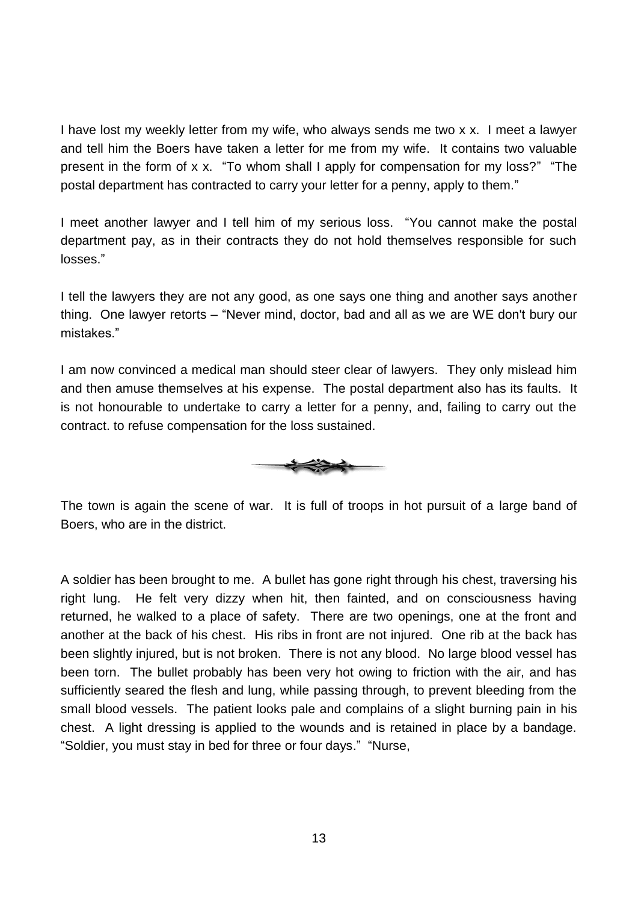I have lost my weekly letter from my wife, who always sends me two x x. I meet a lawyer and tell him the Boers have taken a letter for me from my wife. It contains two valuable present in the form of x x. "To whom shall I apply for compensation for my loss?" "The postal department has contracted to carry your letter for a penny, apply to them."

I meet another lawyer and I tell him of my serious loss. "You cannot make the postal department pay, as in their contracts they do not hold themselves responsible for such losses."

I tell the lawyers they are not any good, as one says one thing and another says another thing. One lawyer retorts – "Never mind, doctor, bad and all as we are WE don't bury our mistakes."

I am now convinced a medical man should steer clear of lawyers. They only mislead him and then amuse themselves at his expense. The postal department also has its faults. It is not honourable to undertake to carry a letter for a penny, and, failing to carry out the contract. to refuse compensation for the loss sustained.

---

The town is again the scene of war. It is full of troops in hot pursuit of a large band of Boers, who are in the district.

A soldier has been brought to me. A bullet has gone right through his chest, traversing his right lung. He felt very dizzy when hit, then fainted, and on consciousness having returned, he walked to a place of safety. There are two openings, one at the front and another at the back of his chest. His ribs in front are not injured. One rib at the back has been slightly injured, but is not broken. There is not any blood. No large blood vessel has been torn. The bullet probably has been very hot owing to friction with the air, and has sufficiently seared the flesh and lung, while passing through, to prevent bleeding from the small blood vessels. The patient looks pale and complains of a slight burning pain in his chest. A light dressing is applied to the wounds and is retained in place by a bandage. "Soldier, you must stay in bed for three or four days." "Nurse,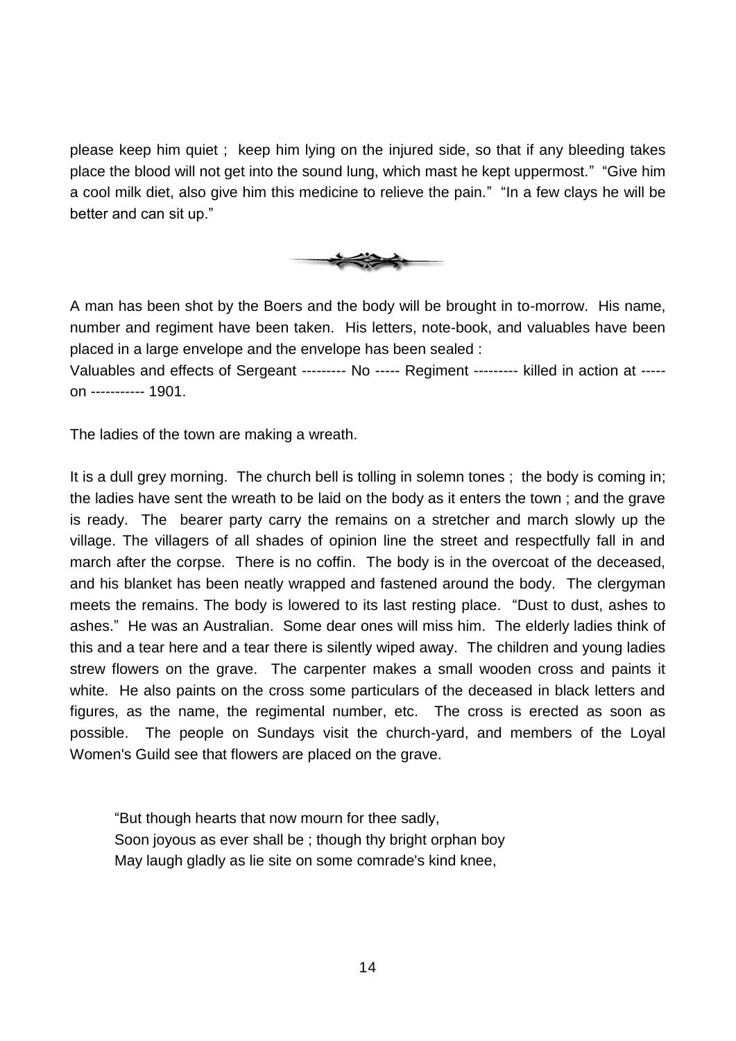please keep him quiet ; keep him lying on the injured side, so that if any bleeding takes place the blood will not get into the sound lung, which mast he kept uppermost." "Give him a cool milk diet, also give him this medicine to relieve the pain." "In a few clays he will be better and can sit up."

A man has been shot by the Boers and the body will be brought in to-morrow. His name, number and regiment have been taken. His letters, note-book, and valuables have been placed in a large envelope and the envelope has been sealed :

Valuables and effects of Sergeant --------- No ----- Regiment --------- killed in action at ----- on ----------- 1901.

The ladies of the town are making a wreath.

It is a dull grey morning. The church bell is tolling in solemn tones ; the body is coming in; the ladies have sent the wreath to be laid on the body as it enters the town ; and the grave is ready. The bearer party carry the remains on a stretcher and march slowly up the village. The villagers of all shades of opinion line the street and respectfully fall in and march after the corpse. There is no coffin. The body is in the overcoat of the deceased, and his blanket has been neatly wrapped and fastened around the body. The clergyman meets the remains. The body is lowered to its last resting place. "Dust to dust, ashes to ashes." He was an Australian. Some dear ones will miss him. The elderly ladies think of this and a tear here and a tear there is silently wiped away. The children and young ladies strew flowers on the grave. The carpenter makes a small wooden cross and paints it white. He also paints on the cross some particulars of the deceased in black letters and figures, as the name, the regimental number, etc. The cross is erected as soon as possible. The people on Sundays visit the church-yard, and members of the Loyal Women's Guild see that flowers are placed on the grave.

> "But though hearts that now mourn for thee sadly,
> Soon joyous as ever shall be ; though thy bright orphan boy
> May laugh gladly as lie site on some comrade's kind knee,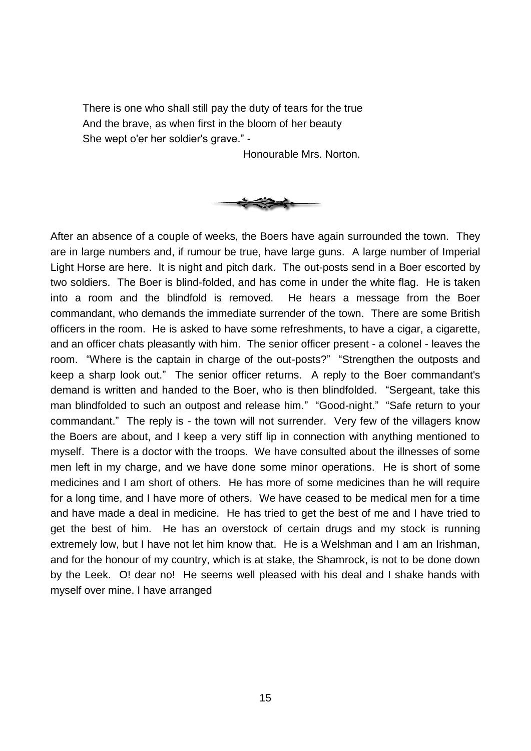There is one who shall still pay the duty of tears for the true
And the brave, as when first in the bloom of her beauty
She wept o'er her soldier's grave." -

Honourable Mrs. Norton.

After an absence of a couple of weeks, the Boers have again surrounded the town. They are in large numbers and, if rumour be true, have large guns. A large number of Imperial Light Horse are here. It is night and pitch dark. The out-posts send in a Boer escorted by two soldiers. The Boer is blind-folded, and has come in under the white flag. He is taken into a room and the blindfold is removed. He hears a message from the Boer commandant, who demands the immediate surrender of the town. There are some British officers in the room. He is asked to have some refreshments, to have a cigar, a cigarette, and an officer chats pleasantly with him. The senior officer present - a colonel - leaves the room. "Where is the captain in charge of the out-posts?" "Strengthen the outposts and keep a sharp look out." The senior officer returns. A reply to the Boer commandant's demand is written and handed to the Boer, who is then blindfolded. "Sergeant, take this man blindfolded to such an outpost and release him." "Good-night." "Safe return to your commandant." The reply is - the town will not surrender. Very few of the villagers know the Boers are about, and I keep a very stiff lip in connection with anything mentioned to myself. There is a doctor with the troops. We have consulted about the illnesses of some men left in my charge, and we have done some minor operations. He is short of some medicines and I am short of others. He has more of some medicines than he will require for a long time, and I have more of others. We have ceased to be medical men for a time and have made a deal in medicine. He has tried to get the best of me and I have tried to get the best of him. He has an overstock of certain drugs and my stock is running extremely low, but I have not let him know that. He is a Welshman and I am an Irishman, and for the honour of my country, which is at stake, the Shamrock, is not to be done down by the Leek. O! dear no! He seems well pleased with his deal and I shake hands with myself over mine. I have arranged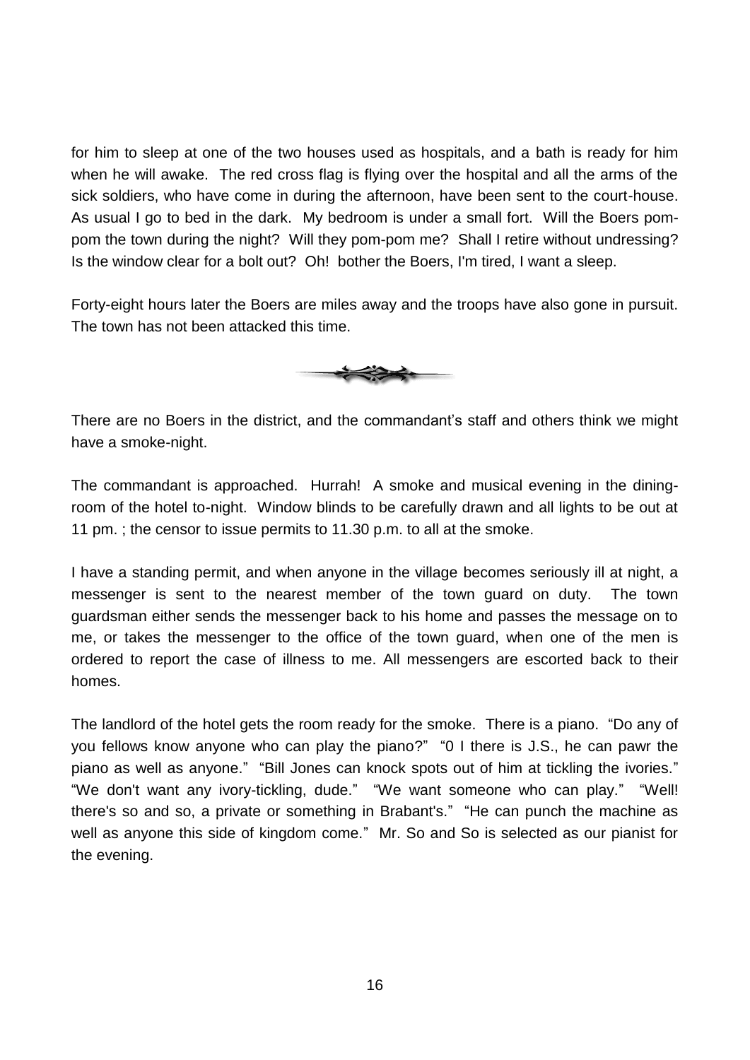for him to sleep at one of the two houses used as hospitals, and a bath is ready for him when he will awake. The red cross flag is flying over the hospital and all the arms of the sick soldiers, who have come in during the afternoon, have been sent to the court-house. As usual I go to bed in the dark. My bedroom is under a small fort. Will the Boers pom-pom the town during the night? Will they pom-pom me? Shall I retire without undressing? Is the window clear for a bolt out? Oh! bother the Boers, I'm tired, I want a sleep.

Forty-eight hours later the Boers are miles away and the troops have also gone in pursuit. The town has not been attacked this time.

There are no Boers in the district, and the commandant's staff and others think we might have a smoke-night.

The commandant is approached. Hurrah! A smoke and musical evening in the dining-room of the hotel to-night. Window blinds to be carefully drawn and all lights to be out at 11 pm. ; the censor to issue permits to 11.30 p.m. to all at the smoke.

I have a standing permit, and when anyone in the village becomes seriously ill at night, a messenger is sent to the nearest member of the town guard on duty. The town guardsman either sends the messenger back to his home and passes the message on to me, or takes the messenger to the office of the town guard, when one of the men is ordered to report the case of illness to me. All messengers are escorted back to their homes.

The landlord of the hotel gets the room ready for the smoke. There is a piano. "Do any of you fellows know anyone who can play the piano?" "0 I there is J.S., he can pawr the piano as well as anyone." "Bill Jones can knock spots out of him at tickling the ivories." "We don't want any ivory-tickling, dude." "We want someone who can play." "Well! there's so and so, a private or something in Brabant's." "He can punch the machine as well as anyone this side of kingdom come." Mr. So and So is selected as our pianist for the evening.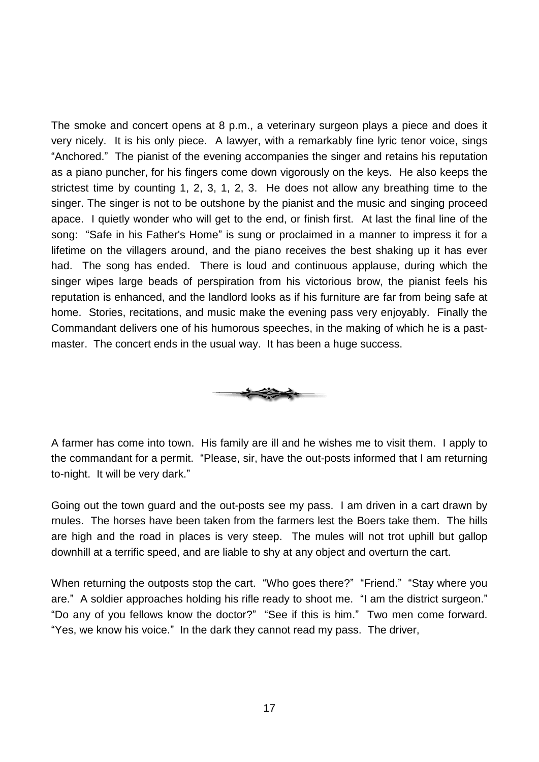The smoke and concert opens at 8 p.m., a veterinary surgeon plays a piece and does it very nicely. It is his only piece. A lawyer, with a remarkably fine lyric tenor voice, sings "Anchored." The pianist of the evening accompanies the singer and retains his reputation as a piano puncher, for his fingers come down vigorously on the keys. He also keeps the strictest time by counting 1, 2, 3, 1, 2, 3. He does not allow any breathing time to the singer. The singer is not to be outshone by the pianist and the music and singing proceed apace. I quietly wonder who will get to the end, or finish first. At last the final line of the song: "Safe in his Father's Home" is sung or proclaimed in a manner to impress it for a lifetime on the villagers around, and the piano receives the best shaking up it has ever had. The song has ended. There is loud and continuous applause, during which the singer wipes large beads of perspiration from his victorious brow, the pianist feels his reputation is enhanced, and the landlord looks as if his furniture are far from being safe at home. Stories, recitations, and music make the evening pass very enjoyably. Finally the Commandant delivers one of his humorous speeches, in the making of which he is a past-master. The concert ends in the usual way. It has been a huge success.

A farmer has come into town. His family are ill and he wishes me to visit them. I apply to the commandant for a permit. "Please, sir, have the out-posts informed that I am returning to-night. It will be very dark."

Going out the town guard and the out-posts see my pass. I am driven in a cart drawn by rnules. The horses have been taken from the farmers lest the Boers take them. The hills are high and the road in places is very steep. The mules will not trot uphill but gallop downhill at a terrific speed, and are liable to shy at any object and overturn the cart.

When returning the outposts stop the cart. "Who goes there?" "Friend." "Stay where you are." A soldier approaches holding his rifle ready to shoot me. "I am the district surgeon." "Do any of you fellows know the doctor?" "See if this is him." Two men come forward. "Yes, we know his voice." In the dark they cannot read my pass. The driver,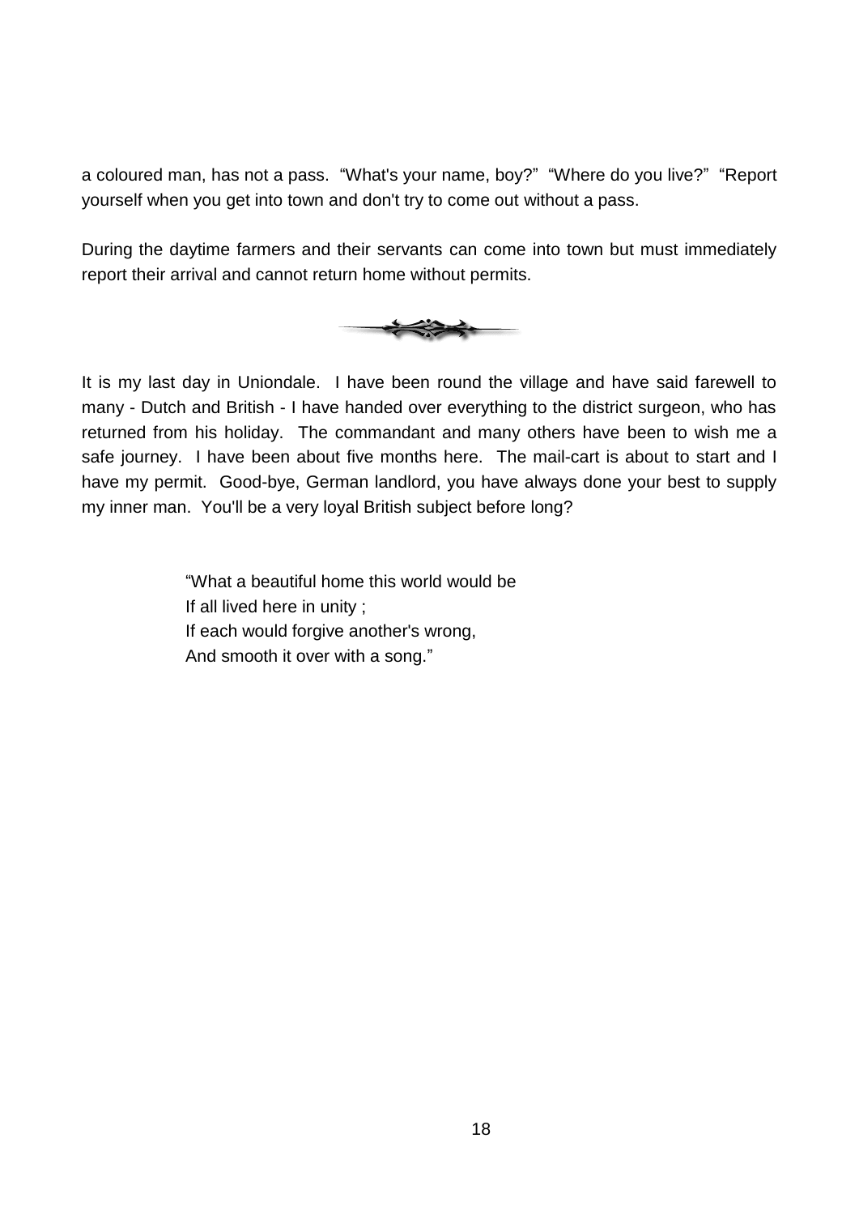a coloured man, has not a pass. "What's your name, boy?" "Where do you live?" "Report yourself when you get into town and don't try to come out without a pass.

During the daytime farmers and their servants can come into town but must immediately report their arrival and cannot return home without permits.

It is my last day in Uniondale. I have been round the village and have said farewell to many - Dutch and British - I have handed over everything to the district surgeon, who has returned from his holiday. The commandant and many others have been to wish me a safe journey. I have been about five months here. The mail-cart is about to start and I have my permit. Good-bye, German landlord, you have always done your best to supply my inner man. You'll be a very loyal British subject before long?

> "What a beautiful home this world would be
> If all lived here in unity ;
> If each would forgive another's wrong,
> And smooth it over with a song."